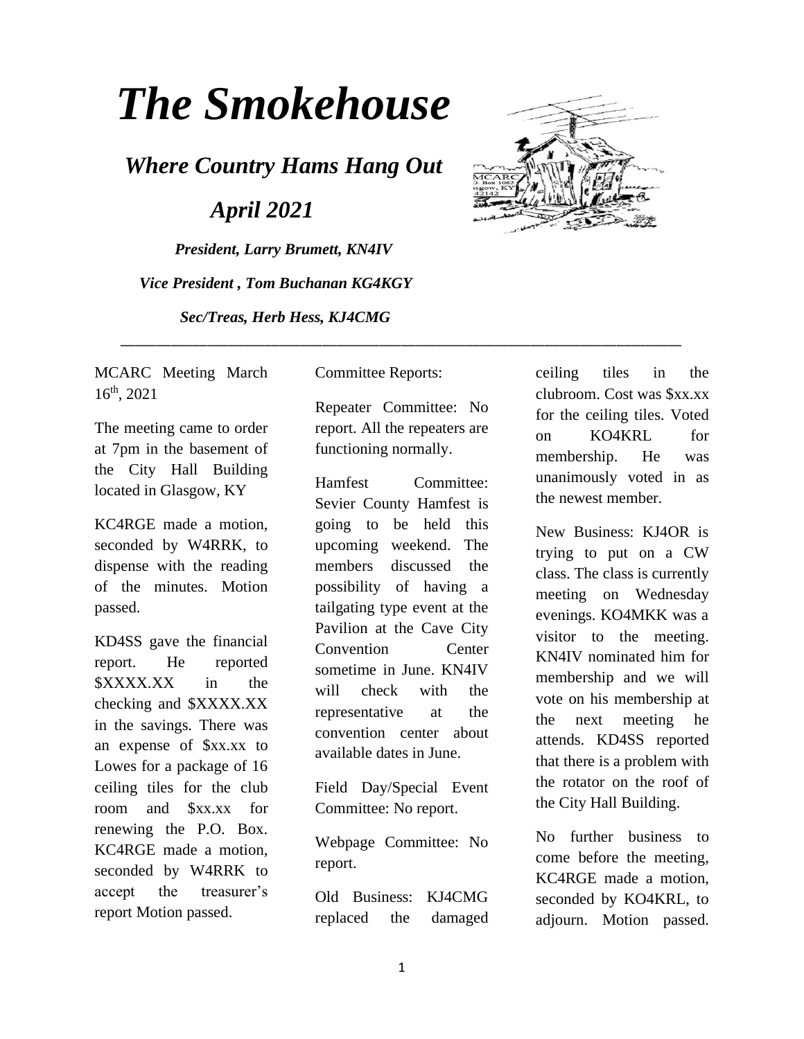# *The Smokehouse*

## *Where Country Hams Hang Out*

## *April 2021*

***President, Larry Brumett, KN4IV***

***Vice President , Tom Buchanan KG4KGY***

***Sec/Treas, Herb Hess, KJ4CMG***

---

MCARC Meeting March 16th, 2021

The meeting came to order at 7pm in the basement of the City Hall Building located in Glasgow, KY

KC4RGE made a motion, seconded by W4RRK, to dispense with the reading of the minutes. Motion passed.

KD4SS gave the financial report. He reported $XXXX.XX in the checking and $XXXX.XX in the savings. There was an expense of $xx.xx to Lowes for a package of 16 ceiling tiles for the club room and $xx.xx for renewing the P.O. Box. KC4RGE made a motion, seconded by W4RRK to accept the treasurer's report Motion passed.

Committee Reports:

Repeater Committee: No report. All the repeaters are functioning normally.

Hamfest Committee: Sevier County Hamfest is going to be held this upcoming weekend. The members discussed the possibility of having a tailgating type event at the Pavilion at the Cave City Convention Center sometime in June. KN4IV will check with the representative at the convention center about available dates in June.

Field Day/Special Event Committee: No report.

Webpage Committee: No report.

Old Business: KJ4CMG replaced the damaged ceiling tiles in the clubroom. Cost was $xx.xx for the ceiling tiles. Voted on KO4KRL for membership. He was unanimously voted in as the newest member.

New Business: KJ4OR is trying to put on a CW class. The class is currently meeting on Wednesday evenings. KO4MKK was a visitor to the meeting. KN4IV nominated him for membership and we will vote on his membership at the next meeting he attends. KD4SS reported that there is a problem with the rotator on the roof of the City Hall Building.

No further business to come before the meeting, KC4RGE made a motion, seconded by KO4KRL, to adjourn. Motion passed.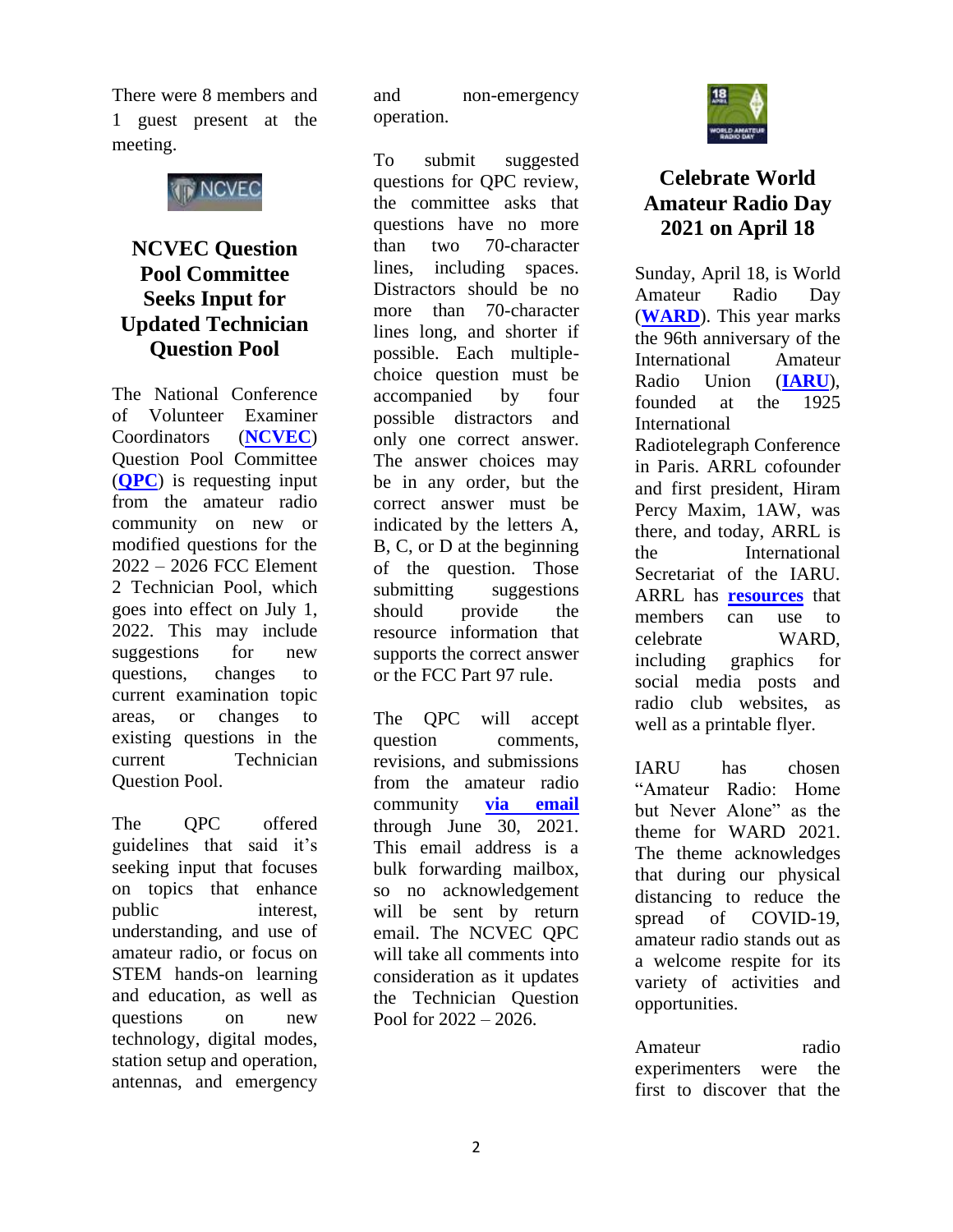There were 8 members and 1 guest present at the meeting.

## NCVEC Question Pool Committee Seeks Input for Updated Technician Question Pool

The National Conference of Volunteer Examiner Coordinators (**NCVEC**) Question Pool Committee (**QPC**) is requesting input from the amateur radio community on new or modified questions for the 2022 – 2026 FCC Element 2 Technician Pool, which goes into effect on July 1, 2022. This may include suggestions for new questions, changes to current examination topic areas, or changes to existing questions in the current Technician Question Pool.

The QPC offered guidelines that said it's seeking input that focuses on topics that enhance public interest, understanding, and use of amateur radio, or focus on STEM hands-on learning and education, as well as questions on new technology, digital modes, station setup and operation, antennas, and emergency and non-emergency operation.

To submit suggested questions for QPC review, the committee asks that questions have no more than two 70-character lines, including spaces. Distractors should be no more than 70-character lines long, and shorter if possible. Each multiple-choice question must be accompanied by four possible distractors and only one correct answer. The answer choices may be in any order, but the correct answer must be indicated by the letters A, B, C, or D at the beginning of the question. Those submitting suggestions should provide the resource information that supports the correct answer or the FCC Part 97 rule.

The QPC will accept question comments, revisions, and submissions from the amateur radio community **via email** through June 30, 2021. This email address is a bulk forwarding mailbox, so no acknowledgement will be sent by return email. The NCVEC QPC will take all comments into consideration as it updates the Technician Question Pool for 2022 – 2026.

## Celebrate World Amateur Radio Day 2021 on April 18

Sunday, April 18, is World Amateur Radio Day (**WARD**). This year marks the 96th anniversary of the International Amateur Radio Union (**IARU**), founded at the 1925 International Radiotelegraph Conference in Paris. ARRL cofounder and first president, Hiram Percy Maxim, 1AW, was there, and today, ARRL is the International Secretariat of the IARU. ARRL has **resources** that members can use to celebrate WARD, including graphics for social media posts and radio club websites, as well as a printable flyer.

IARU has chosen "Amateur Radio: Home but Never Alone" as the theme for WARD 2021. The theme acknowledges that during our physical distancing to reduce the spread of COVID-19, amateur radio stands out as a welcome respite for its variety of activities and opportunities.

Amateur radio experimenters were the first to discover that the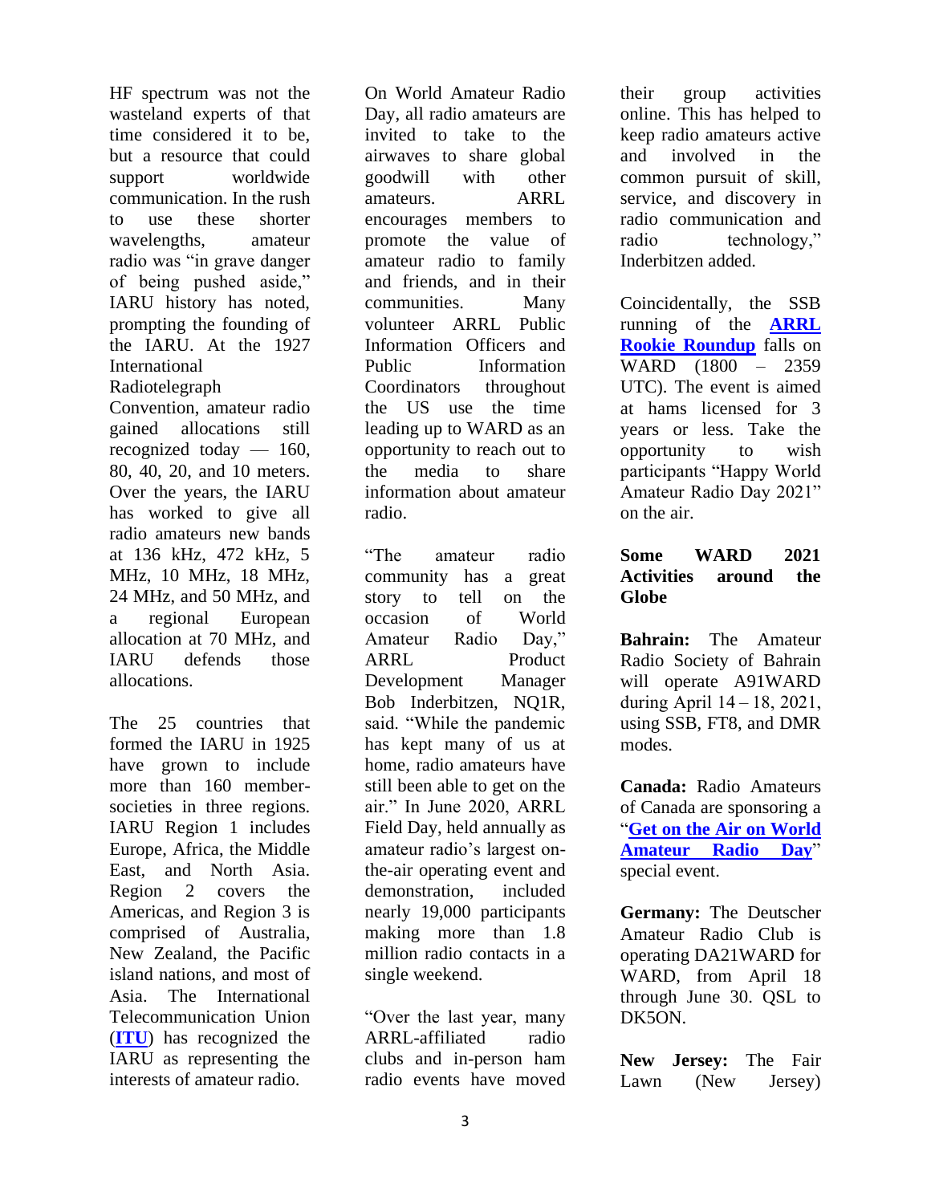HF spectrum was not the wasteland experts of that time considered it to be, but a resource that could support worldwide communication. In the rush to use these shorter wavelengths, amateur radio was "in grave danger of being pushed aside," IARU history has noted, prompting the founding of the IARU. At the 1927 International Radiotelegraph Convention, amateur radio gained allocations still recognized today — 160, 80, 40, 20, and 10 meters. Over the years, the IARU has worked to give all radio amateurs new bands at 136 kHz, 472 kHz, 5 MHz, 10 MHz, 18 MHz, 24 MHz, and 50 MHz, and a regional European allocation at 70 MHz, and IARU defends those allocations.

The 25 countries that formed the IARU in 1925 have grown to include more than 160 member-societies in three regions. IARU Region 1 includes Europe, Africa, the Middle East, and North Asia. Region 2 covers the Americas, and Region 3 is comprised of Australia, New Zealand, the Pacific island nations, and most of Asia. The International Telecommunication Union (**ITU**) has recognized the IARU as representing the interests of amateur radio.

On World Amateur Radio Day, all radio amateurs are invited to take to the airwaves to share global goodwill with other amateurs. ARRL encourages members to promote the value of amateur radio to family and friends, and in their communities. Many volunteer ARRL Public Information Officers and Public Information Coordinators throughout the US use the time leading up to WARD as an opportunity to reach out to the media to share information about amateur radio.

"The amateur radio community has a great story to tell on the occasion of World Amateur Radio Day," ARRL Product Development Manager Bob Inderbitzen, NQ1R, said. "While the pandemic has kept many of us at home, radio amateurs have still been able to get on the air." In June 2020, ARRL Field Day, held annually as amateur radio's largest on-the-air operating event and demonstration, included nearly 19,000 participants making more than 1.8 million radio contacts in a single weekend.

"Over the last year, many ARRL-affiliated radio clubs and in-person ham radio events have moved their group activities online. This has helped to keep radio amateurs active and involved in the common pursuit of skill, service, and discovery in radio communication and radio technology," Inderbitzen added.

Coincidentally, the SSB running of the **ARRL Rookie Roundup** falls on WARD (1800 – 2359 UTC). The event is aimed at hams licensed for 3 years or less. Take the opportunity to wish participants "Happy World Amateur Radio Day 2021" on the air.

**Some WARD 2021 Activities around the Globe**

**Bahrain:** The Amateur Radio Society of Bahrain will operate A91WARD during April 14 – 18, 2021, using SSB, FT8, and DMR modes.

**Canada:** Radio Amateurs of Canada are sponsoring a "**Get on the Air on World Amateur Radio Day**" special event.

**Germany:** The Deutscher Amateur Radio Club is operating DA21WARD for WARD, from April 18 through June 30. QSL to DK5ON.

**New Jersey:** The Fair Lawn (New Jersey)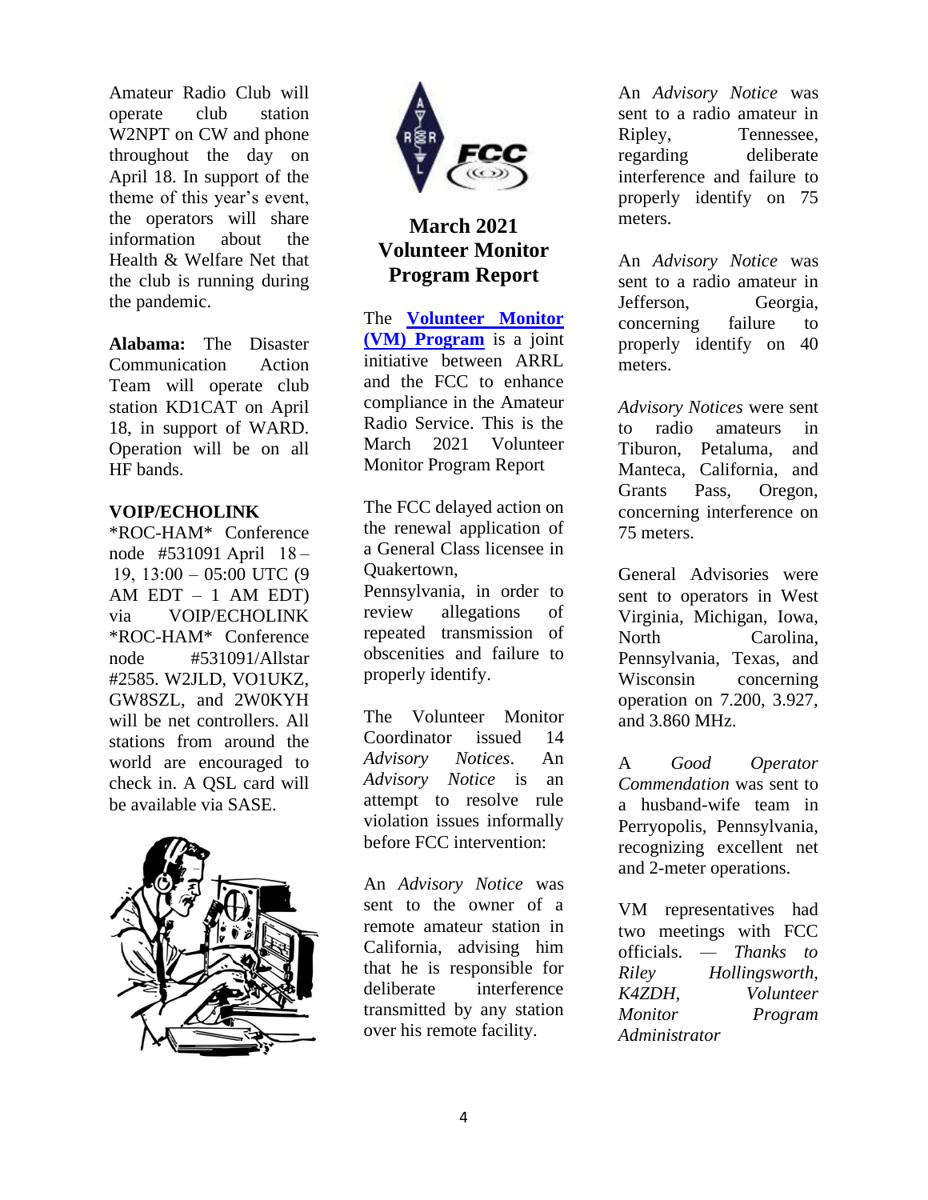Amateur Radio Club will operate club station W2NPT on CW and phone throughout the day on April 18. In support of the theme of this year's event, the operators will share information about the Health & Welfare Net that the club is running during the pandemic.

**Alabama:** The Disaster Communication Action Team will operate club station KD1CAT on April 18, in support of WARD. Operation will be on all HF bands.

**VOIP/ECHOLINK**
*ROC-HAM* Conference node #531091 April 18 – 19, 13:00 – 05:00 UTC (9 AM EDT – 1 AM EDT) via VOIP/ECHOLINK *ROC-HAM* Conference node #531091/Allstar #2585. W2JLD, VO1UKZ, GW8SZL, and 2W0KYH will be net controllers. All stations from around the world are encouraged to check in. A QSL card will be available via SASE.

## March 2021 Volunteer Monitor Program Report

The **Volunteer Monitor (VM) Program** is a joint initiative between ARRL and the FCC to enhance compliance in the Amateur Radio Service. This is the March 2021 Volunteer Monitor Program Report

The FCC delayed action on the renewal application of a General Class licensee in Quakertown, Pennsylvania, in order to review allegations of repeated transmission of obscenities and failure to properly identify.

The Volunteer Monitor Coordinator issued 14 *Advisory Notices*. An *Advisory Notice* is an attempt to resolve rule violation issues informally before FCC intervention:

An *Advisory Notice* was sent to the owner of a remote amateur station in California, advising him that he is responsible for deliberate interference transmitted by any station over his remote facility.

An *Advisory Notice* was sent to a radio amateur in Ripley, Tennessee, regarding deliberate interference and failure to properly identify on 75 meters.

An *Advisory Notice* was sent to a radio amateur in Jefferson, Georgia, concerning failure to properly identify on 40 meters.

*Advisory Notices* were sent to radio amateurs in Tiburon, Petaluma, and Manteca, California, and Grants Pass, Oregon, concerning interference on 75 meters.

General Advisories were sent to operators in West Virginia, Michigan, Iowa, North Carolina, Pennsylvania, Texas, and Wisconsin concerning operation on 7.200, 3.927, and 3.860 MHz.

A *Good Operator Commendation* was sent to a husband-wife team in Perryopolis, Pennsylvania, recognizing excellent net and 2-meter operations.

VM representatives had two meetings with FCC officials. — *Thanks to Riley Hollingsworth, K4ZDH, Volunteer Monitor Program Administrator*